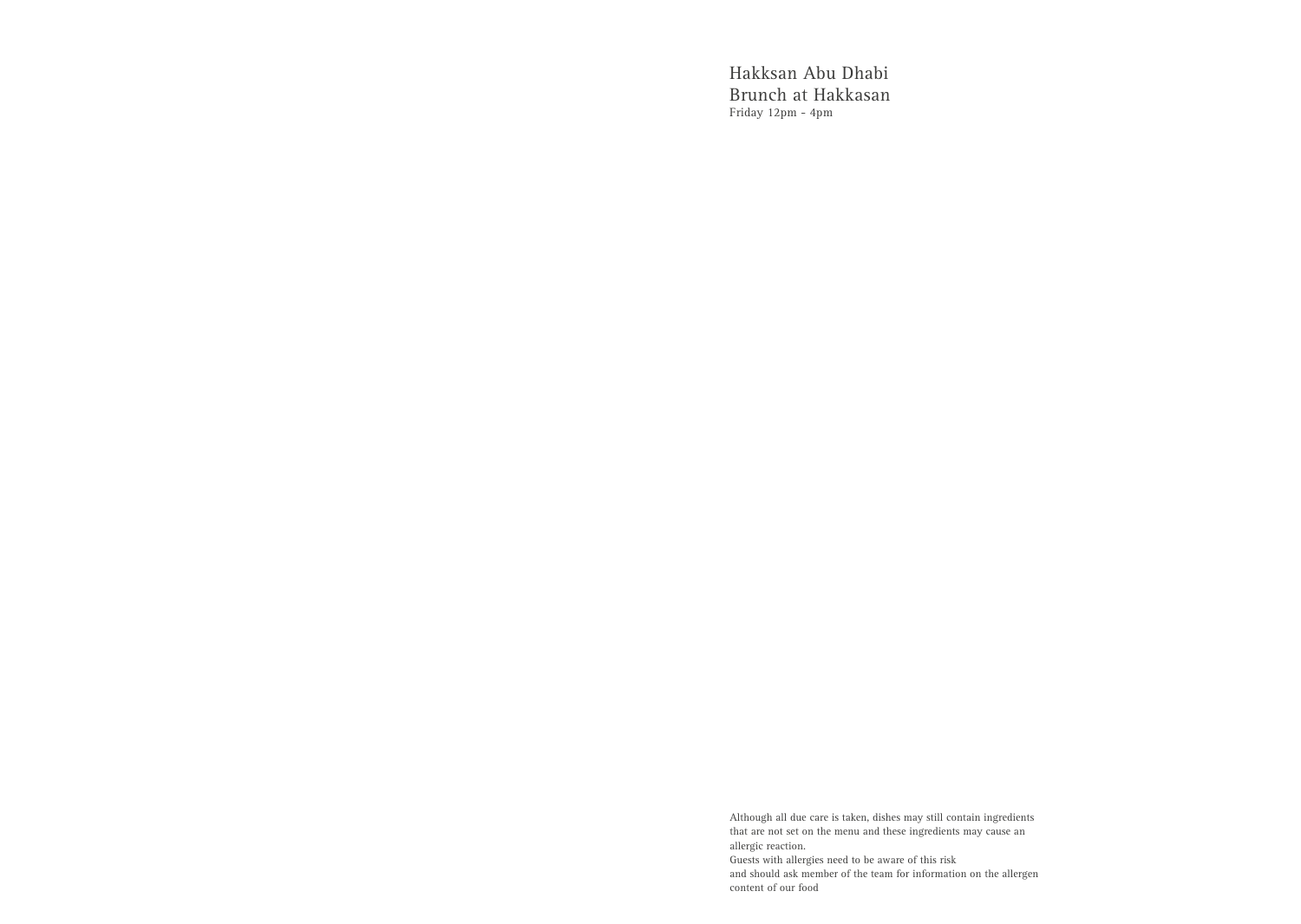Hakksan Abu Dhabi

Brunch at Hakkasan

Friday 12pm - 4pm

Although all due care is taken, dishes may still contain ingredients that are not set on the menu and these ingredients may cause an allergic reaction.
Guests with allergies need to be aware of this risk
and should ask member of the team for information on the allergen content of our food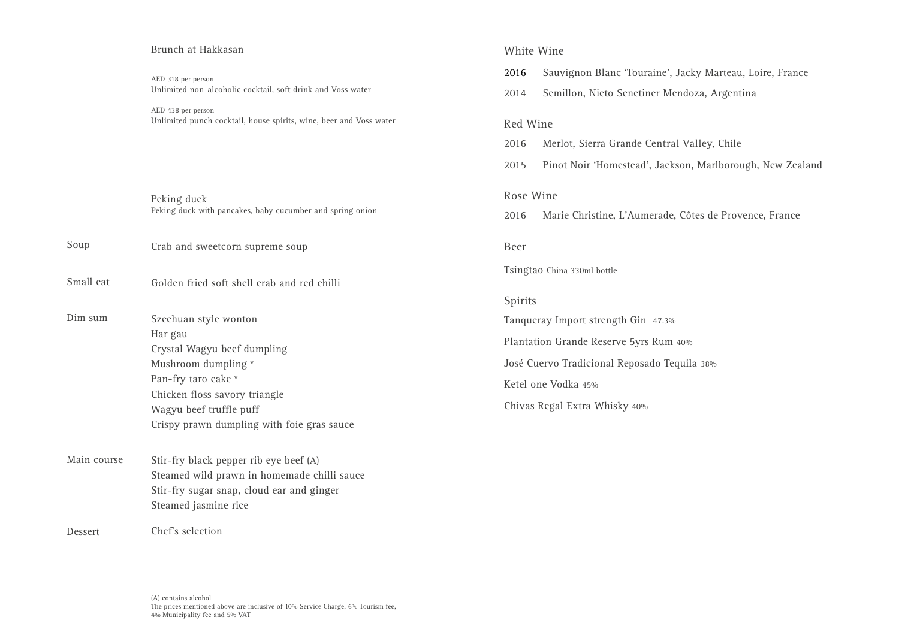# Brunch at Hakkasan

AED 318 per person
Unlimited non-alcoholic cocktail, soft drink and Voss water

AED 438 per person
Unlimited punch cocktail, house spirits, wine, beer and Voss water

---

**Peking duck**
Peking duck with pancakes, baby cucumber and spring onion

**Soup**
Crab and sweetcorn supreme soup

**Small eat**
Golden fried soft shell crab and red chilli

**Dim sum**
Szechuan style wonton
Har gau
Crystal Wagyu beef dumpling
Mushroom dumpling v
Pan-fry taro cake v
Chicken floss savory triangle
Wagyu beef truffle puff
Crispy prawn dumpling with foie gras sauce

**Main course**
Stir-fry black pepper rib eye beef (A)
Steamed wild prawn in homemade chilli sauce
Stir-fry sugar snap, cloud ear and ginger
Steamed jasmine rice

**Dessert**
Chef's selection

(A) contains alcohol
The prices mentioned above are inclusive of 10% Service Charge, 6% Tourism fee, 4% Municipality fee and 5% VAT

## White Wine

2016 Sauvignon Blanc 'Touraine', Jacky Marteau, Loire, France
2014 Semillon, Nieto Senetiner Mendoza, Argentina

## Red Wine

2016 Merlot, Sierra Grande Central Valley, Chile
2015 Pinot Noir 'Homestead', Jackson, Marlborough, New Zealand

## Rose Wine

2016 Marie Christine, L'Aumerade, Côtes de Provence, France

## Beer

Tsingtao China 330ml bottle

## Spirits

Tanqueray Import strength Gin 47.3%
Plantation Grande Reserve 5yrs Rum 40%
José Cuervo Tradicional Reposado Tequila 38%
Ketel one Vodka 45%
Chivas Regal Extra Whisky 40%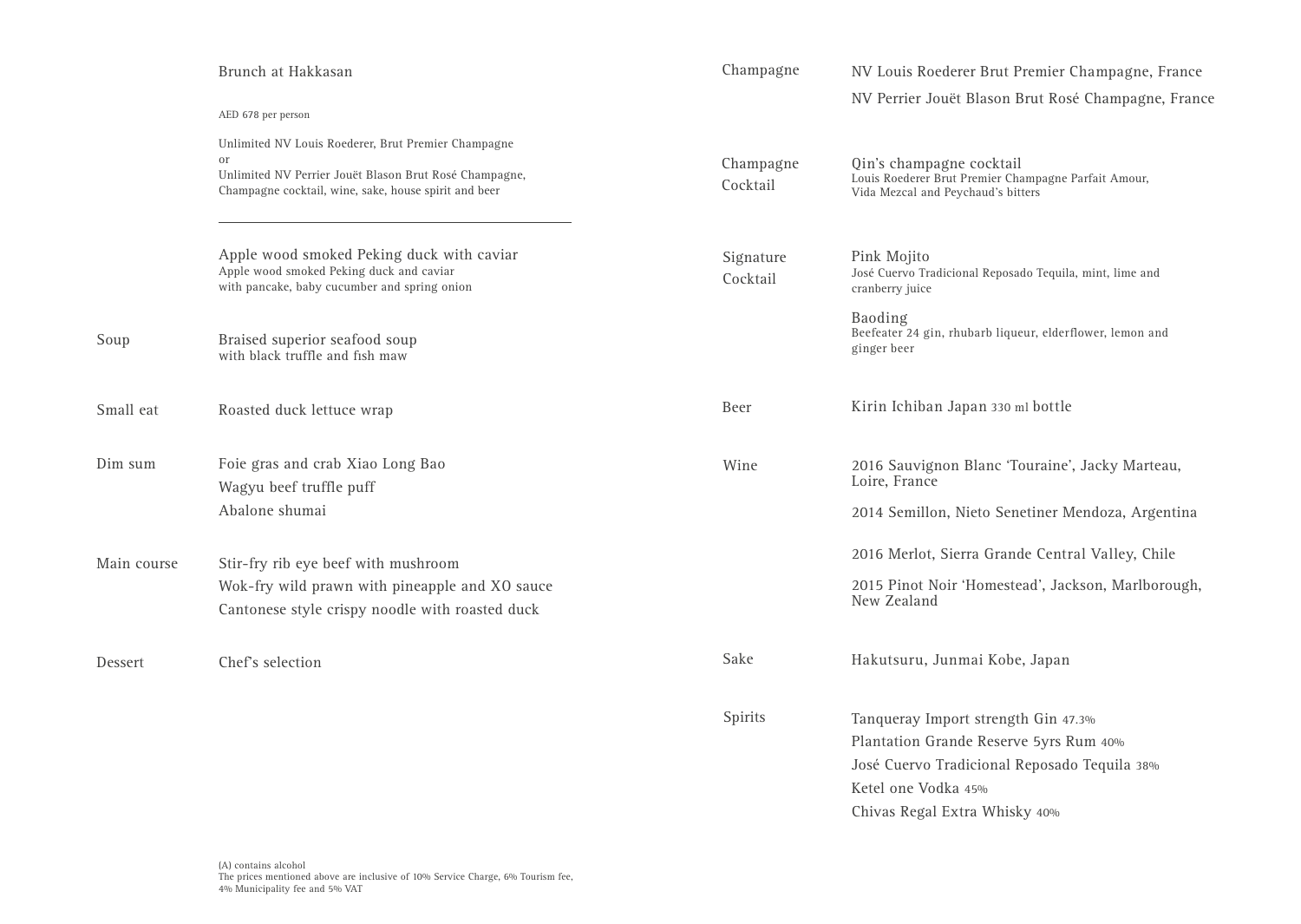## Brunch at Hakkasan

AED 678 per person

Unlimited NV Louis Roederer, Brut Premier Champagne
or
Unlimited NV Perrier Jouët Blason Brut Rosé Champagne,
Champagne cocktail, wine, sake, house spirit and beer

---

**Apple wood smoked Peking duck with caviar**
Apple wood smoked Peking duck and caviar
with pancake, baby cucumber and spring onion

### Soup

**Braised superior seafood soup**
with black truffle and fish maw

### Small eat

Roasted duck lettuce wrap

### Dim sum

Foie gras and crab Xiao Long Bao
Wagyu beef truffle puff
Abalone shumai

### Main course

Stir-fry rib eye beef with mushroom
Wok-fry wild prawn with pineapple and XO sauce
Cantonese style crispy noodle with roasted duck

### Dessert

Chef's selection

(A) contains alcohol
The prices mentioned above are inclusive of 10% Service Charge, 6% Tourism fee, 4% Municipality fee and 5% VAT

### Champagne

NV Louis Roederer Brut Premier Champagne, France
NV Perrier Jouët Blason Brut Rosé Champagne, France

### Champagne Cocktail

**Qin's champagne cocktail**
Louis Roederer Brut Premier Champagne Parfait Amour, Vida Mezcal and Peychaud's bitters

### Signature Cocktail

**Pink Mojito**
José Cuervo Tradicional Reposado Tequila, mint, lime and cranberry juice

**Baoding**
Beefeater 24 gin, rhubarb liqueur, elderflower, lemon and ginger beer

### Beer

Kirin Ichiban Japan 330 ml bottle

### Wine

2016 Sauvignon Blanc 'Touraine', Jacky Marteau, Loire, France
2014 Semillon, Nieto Senetiner Mendoza, Argentina
2016 Merlot, Sierra Grande Central Valley, Chile
2015 Pinot Noir 'Homestead', Jackson, Marlborough, New Zealand

### Sake

Hakutsuru, Junmai Kobe, Japan

### Spirits

Tanqueray Import strength Gin 47.3%
Plantation Grande Reserve 5yrs Rum 40%
José Cuervo Tradicional Reposado Tequila 38%
Ketel one Vodka 45%
Chivas Regal Extra Whisky 40%